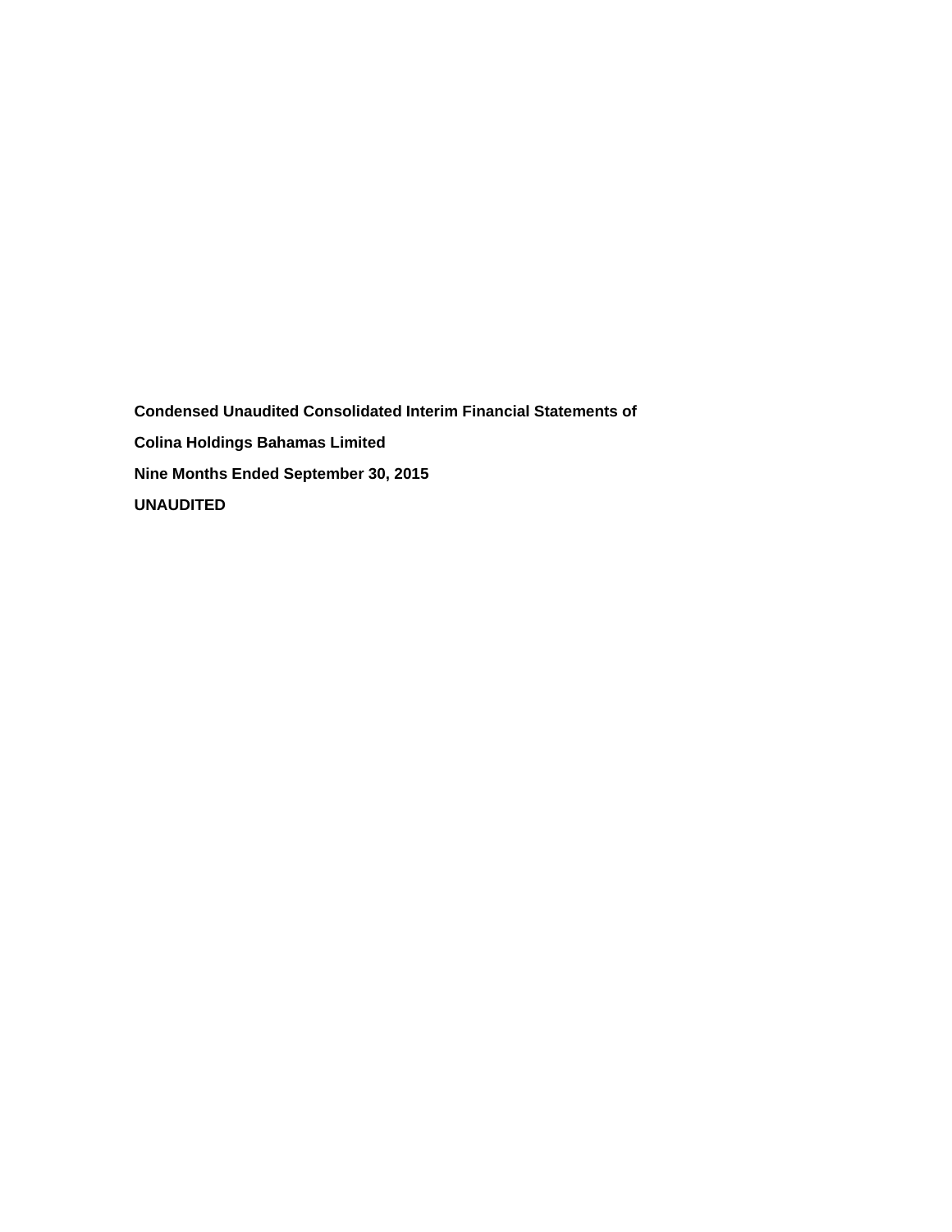**Condensed Unaudited Consolidated Interim Financial Statements of**

**Colina Holdings Bahamas Limited**

**Nine Months Ended September 30, 2015**

**UNAUDITED**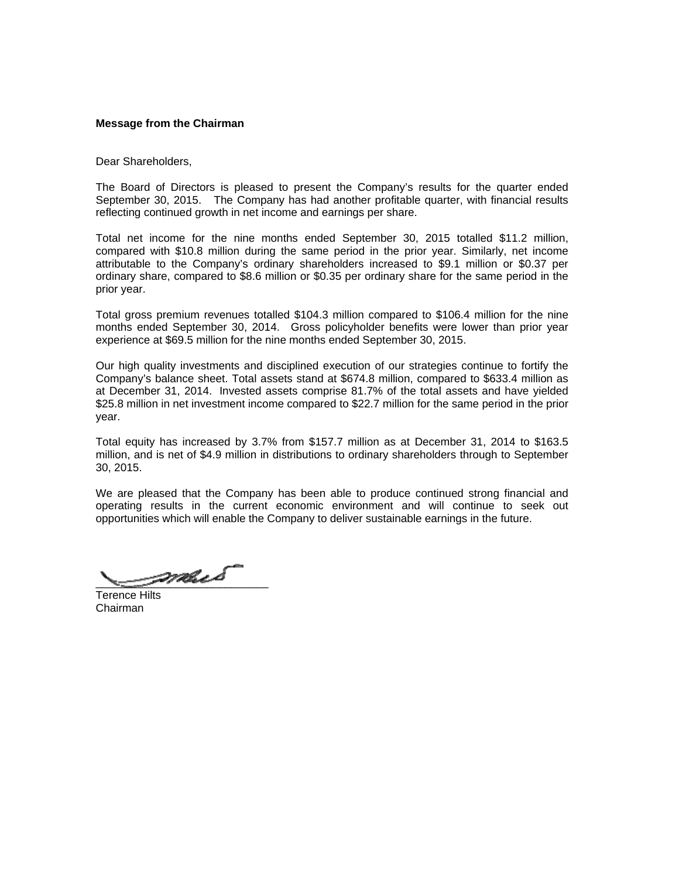**Message from the Chairman**

Dear Shareholders,

The Board of Directors is pleased to present the Company's results for the quarter ended September 30, 2015. The Company has had another profitable quarter, with financial results reflecting continued growth in net income and earnings per share.

Total net income for the nine months ended September 30, 2015 totalled $11.2 million, compared with $10.8 million during the same period in the prior year. Similarly, net income attributable to the Company's ordinary shareholders increased to $9.1 million or $0.37 per ordinary share, compared to $8.6 million or $0.35 per ordinary share for the same period in the prior year.

Total gross premium revenues totalled $104.3 million compared to $106.4 million for the nine months ended September 30, 2014. Gross policyholder benefits were lower than prior year experience at $69.5 million for the nine months ended September 30, 2015.

Our high quality investments and disciplined execution of our strategies continue to fortify the Company's balance sheet. Total assets stand at $674.8 million, compared to $633.4 million as at December 31, 2014. Invested assets comprise 81.7% of the total assets and have yielded $25.8 million in net investment income compared to $22.7 million for the same period in the prior year.

Total equity has increased by 3.7% from $157.7 million as at December 31, 2014 to $163.5 million, and is net of $4.9 million in distributions to ordinary shareholders through to September 30, 2015.

We are pleased that the Company has been able to produce continued strong financial and operating results in the current economic environment and will continue to seek out opportunities which will enable the Company to deliver sustainable earnings in the future.

Terence Hilts
Chairman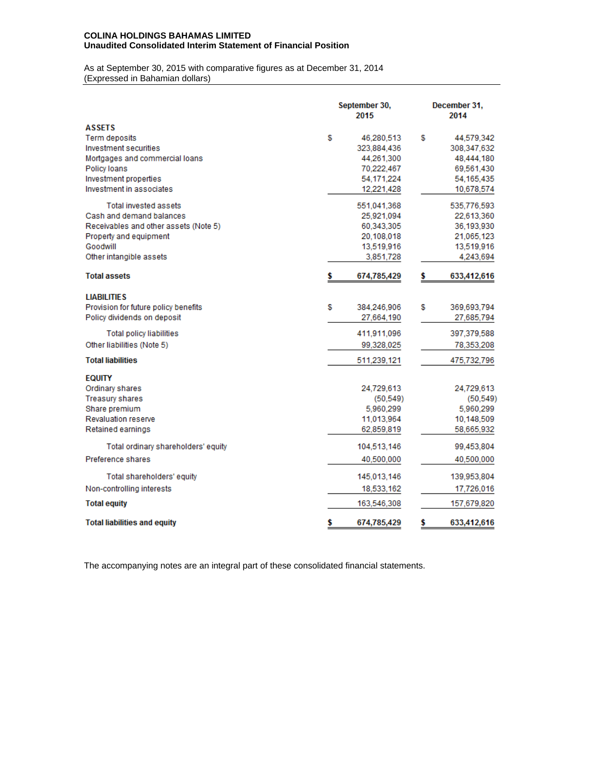**COLINA HOLDINGS BAHAMAS LIMITED**
**Unaudited Consolidated Interim Statement of Financial Position**

As at September 30, 2015 with comparative figures as at December 31, 2014
(Expressed in Bahamian dollars)

| | September 30, 2015 | December 31, 2014 |
|---|---|---|
| **ASSETS** | | |
| Term deposits | $ 46,280,513 | $ 44,579,342 |
| Investment securities | 323,884,436 | 308,347,632 |
| Mortgages and commercial loans | 44,261,300 | 48,444,180 |
| Policy loans | 70,222,467 | 69,561,430 |
| Investment properties | 54,171,224 | 54,165,435 |
| Investment in associates | 12,221,428 | 10,678,574 |
| Total invested assets | 551,041,368 | 535,776,593 |
| Cash and demand balances | 25,921,094 | 22,613,360 |
| Receivables and other assets (Note 5) | 60,343,305 | 36,193,930 |
| Property and equipment | 20,108,018 | 21,065,123 |
| Goodwill | 13,519,916 | 13,519,916 |
| Other intangible assets | 3,851,728 | 4,243,694 |
| **Total assets** | **$ 674,785,429** | **$ 633,412,616** |
| **LIABILITIES** | | |
| Provision for future policy benefits | $ 384,246,906 | $ 369,693,794 |
| Policy dividends on deposit | 27,664,190 | 27,685,794 |
| Total policy liabilities | 411,911,096 | 397,379,588 |
| Other liabilities (Note 5) | 99,328,025 | 78,353,208 |
| **Total liabilities** | 511,239,121 | 475,732,796 |
| **EQUITY** | | |
| Ordinary shares | 24,729,613 | 24,729,613 |
| Treasury shares | (50,549) | (50,549) |
| Share premium | 5,960,299 | 5,960,299 |
| Revaluation reserve | 11,013,964 | 10,148,509 |
| Retained earnings | 62,859,819 | 58,665,932 |
| Total ordinary shareholders' equity | 104,513,146 | 99,453,804 |
| Preference shares | 40,500,000 | 40,500,000 |
| Total shareholders' equity | 145,013,146 | 139,953,804 |
| Non-controlling interests | 18,533,162 | 17,726,016 |
| **Total equity** | 163,546,308 | 157,679,820 |
| **Total liabilities and equity** | **$ 674,785,429** | **$ 633,412,616** |

The accompanying notes are an integral part of these consolidated financial statements.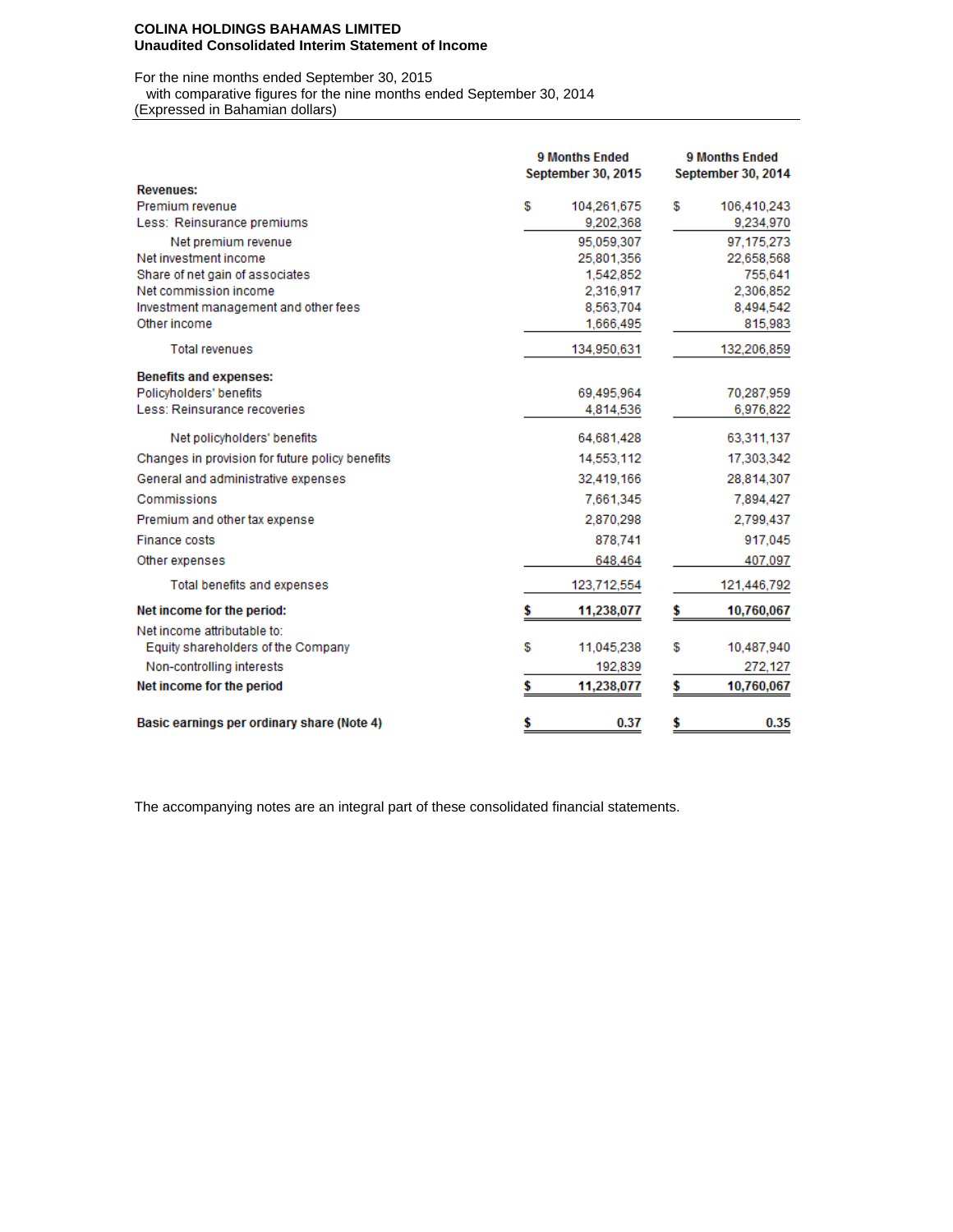**COLINA HOLDINGS BAHAMAS LIMITED**
**Unaudited Consolidated Interim Statement of Income**

For the nine months ended September 30, 2015
with comparative figures for the nine months ended September 30, 2014
(Expressed in Bahamian dollars)

| | 9 Months Ended September 30, 2015 | 9 Months Ended September 30, 2014 |
|---|---|---|
| **Revenues:** | | |
| Premium revenue | $ 104,261,675 | $ 106,410,243 |
| Less: Reinsurance premiums | 9,202,368 | 9,234,970 |
| Net premium revenue | 95,059,307 | 97,175,273 |
| Net investment income | 25,801,356 | 22,658,568 |
| Share of net gain of associates | 1,542,852 | 755,641 |
| Net commission income | 2,316,917 | 2,306,852 |
| Investment management and other fees | 8,563,704 | 8,494,542 |
| Other income | 1,666,495 | 815,983 |
| Total revenues | 134,950,631 | 132,206,859 |
| **Benefits and expenses:** | | |
| Policyholders' benefits | 69,495,964 | 70,287,959 |
| Less: Reinsurance recoveries | 4,814,536 | 6,976,822 |
| Net policyholders' benefits | 64,681,428 | 63,311,137 |
| Changes in provision for future policy benefits | 14,553,112 | 17,303,342 |
| General and administrative expenses | 32,419,166 | 28,814,307 |
| Commissions | 7,661,345 | 7,894,427 |
| Premium and other tax expense | 2,870,298 | 2,799,437 |
| Finance costs | 878,741 | 917,045 |
| Other expenses | 648,464 | 407,097 |
| Total benefits and expenses | 123,712,554 | 121,446,792 |
| **Net income for the period:** | **$ 11,238,077** | **$ 10,760,067** |
| Net income attributable to: | | |
| Equity shareholders of the Company | $ 11,045,238 | $ 10,487,940 |
| Non-controlling interests | 192,839 | 272,127 |
| **Net income for the period** | **$ 11,238,077** | **$ 10,760,067** |
| **Basic earnings per ordinary share (Note 4)** | **$ 0.37** | **$ 0.35** |

The accompanying notes are an integral part of these consolidated financial statements.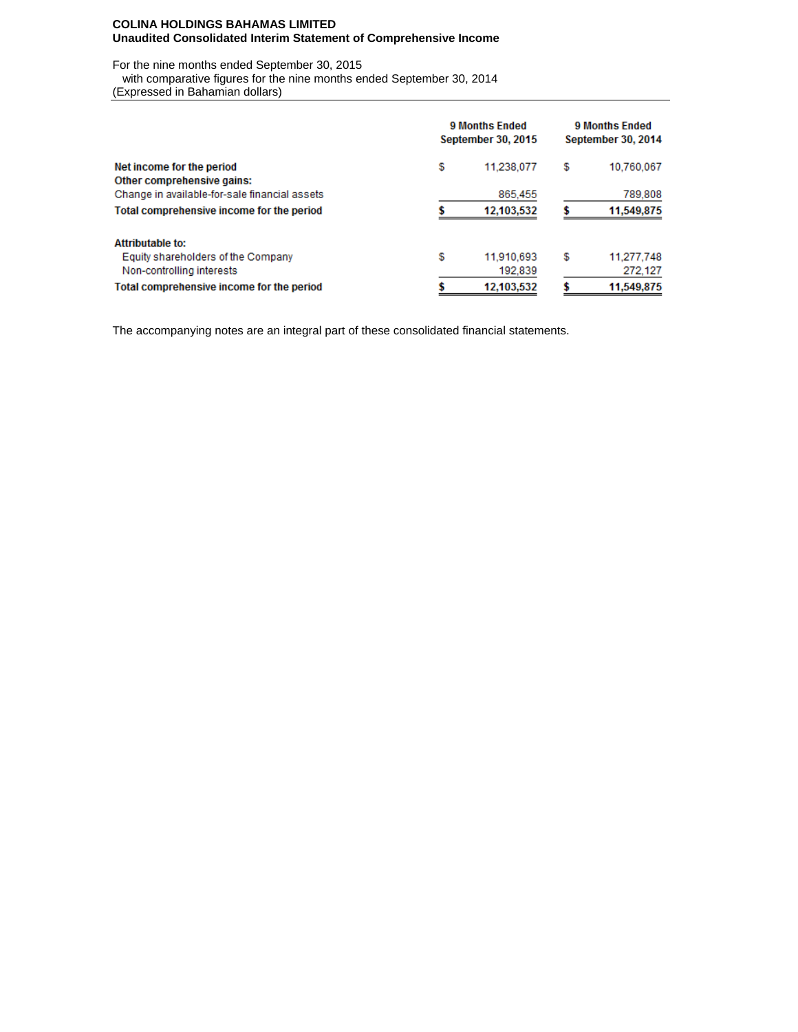**COLINA HOLDINGS BAHAMAS LIMITED**
**Unaudited Consolidated Interim Statement of Comprehensive Income**

For the nine months ended September 30, 2015
with comparative figures for the nine months ended September 30, 2014
(Expressed in Bahamian dollars)

| | 9 Months Ended September 30, 2015 | 9 Months Ended September 30, 2014 |
|---|---|---|
| **Net income for the period** | $ 11,238,077 | $ 10,760,067 |
| **Other comprehensive gains:** | | |
| Change in available-for-sale financial assets | 865,455 | 789,808 |
| **Total comprehensive income for the period** | **$ 12,103,532** | **$ 11,549,875** |
| | | |
| **Attributable to:** | | |
| Equity shareholders of the Company | $ 11,910,693 | $ 11,277,748 |
| Non-controlling interests | 192,839 | 272,127 |
| **Total comprehensive income for the period** | **$ 12,103,532** | **$ 11,549,875** |

The accompanying notes are an integral part of these consolidated financial statements.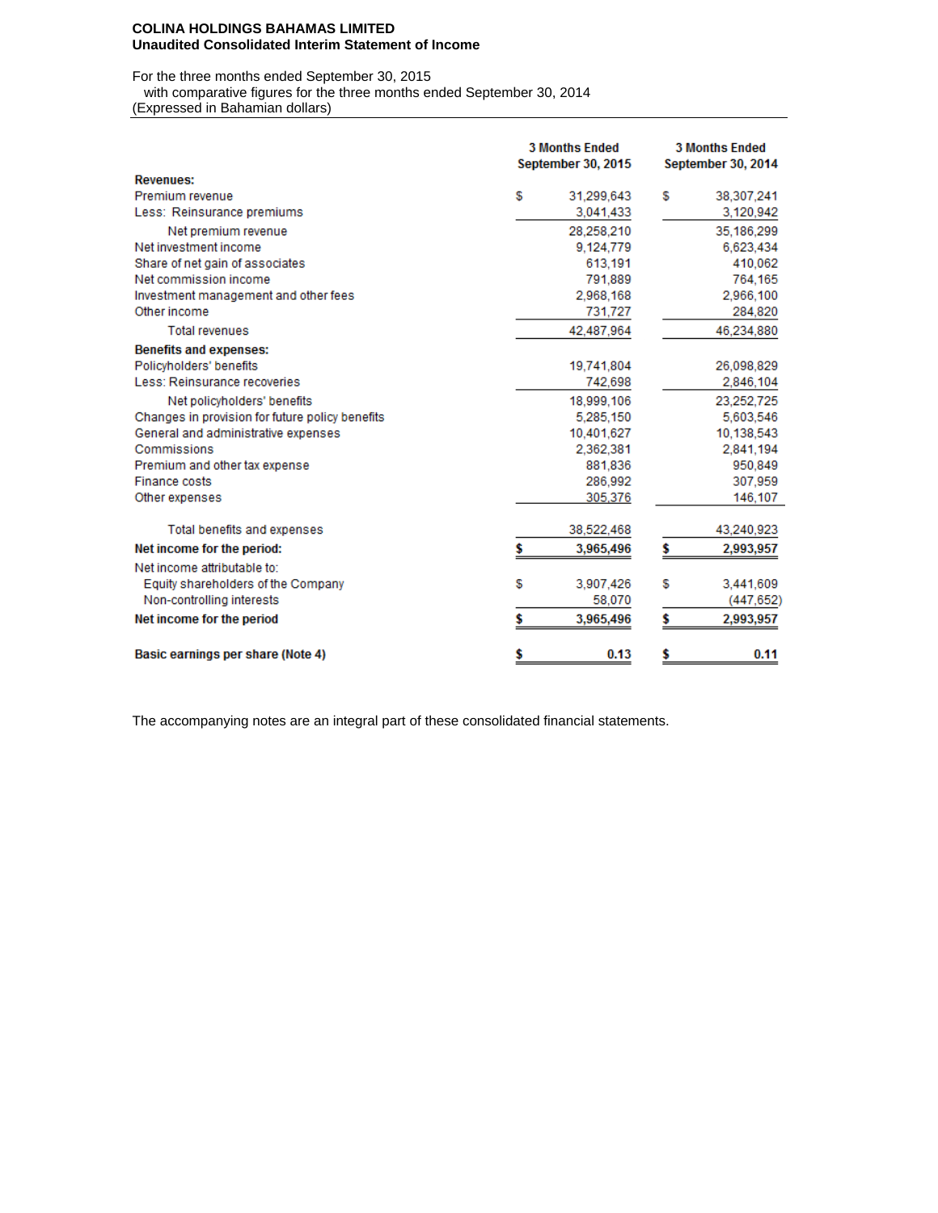**COLINA HOLDINGS BAHAMAS LIMITED**
**Unaudited Consolidated Interim Statement of Income**

For the three months ended September 30, 2015
with comparative figures for the three months ended September 30, 2014
(Expressed in Bahamian dollars)

| | 3 Months Ended September 30, 2015 | 3 Months Ended September 30, 2014 |
|---|---|---|
| **Revenues:** | | |
| Premium revenue | $ 31,299,643 | $ 38,307,241 |
| Less: Reinsurance premiums | 3,041,433 | 3,120,942 |
| Net premium revenue | 28,258,210 | 35,186,299 |
| Net investment income | 9,124,779 | 6,623,434 |
| Share of net gain of associates | 613,191 | 410,062 |
| Net commission income | 791,889 | 764,165 |
| Investment management and other fees | 2,968,168 | 2,966,100 |
| Other income | 731,727 | 284,820 |
| Total revenues | 42,487,964 | 46,234,880 |
| **Benefits and expenses:** | | |
| Policyholders' benefits | 19,741,804 | 26,098,829 |
| Less: Reinsurance recoveries | 742,698 | 2,846,104 |
| Net policyholders' benefits | 18,999,106 | 23,252,725 |
| Changes in provision for future policy benefits | 5,285,150 | 5,603,546 |
| General and administrative expenses | 10,401,627 | 10,138,543 |
| Commissions | 2,362,381 | 2,841,194 |
| Premium and other tax expense | 881,836 | 950,849 |
| Finance costs | 286,992 | 307,959 |
| Other expenses | 305,376 | 146,107 |
| Total benefits and expenses | 38,522,468 | 43,240,923 |
| **Net income for the period:** | **$ 3,965,496** | **$ 2,993,957** |
| Net income attributable to: | | |
| Equity shareholders of the Company | $ 3,907,426 | $ 3,441,609 |
| Non-controlling interests | 58,070 | (447,652) |
| **Net income for the period** | **$ 3,965,496** | **$ 2,993,957** |
| **Basic earnings per share (Note 4)** | **$ 0.13** | **$ 0.11** |

The accompanying notes are an integral part of these consolidated financial statements.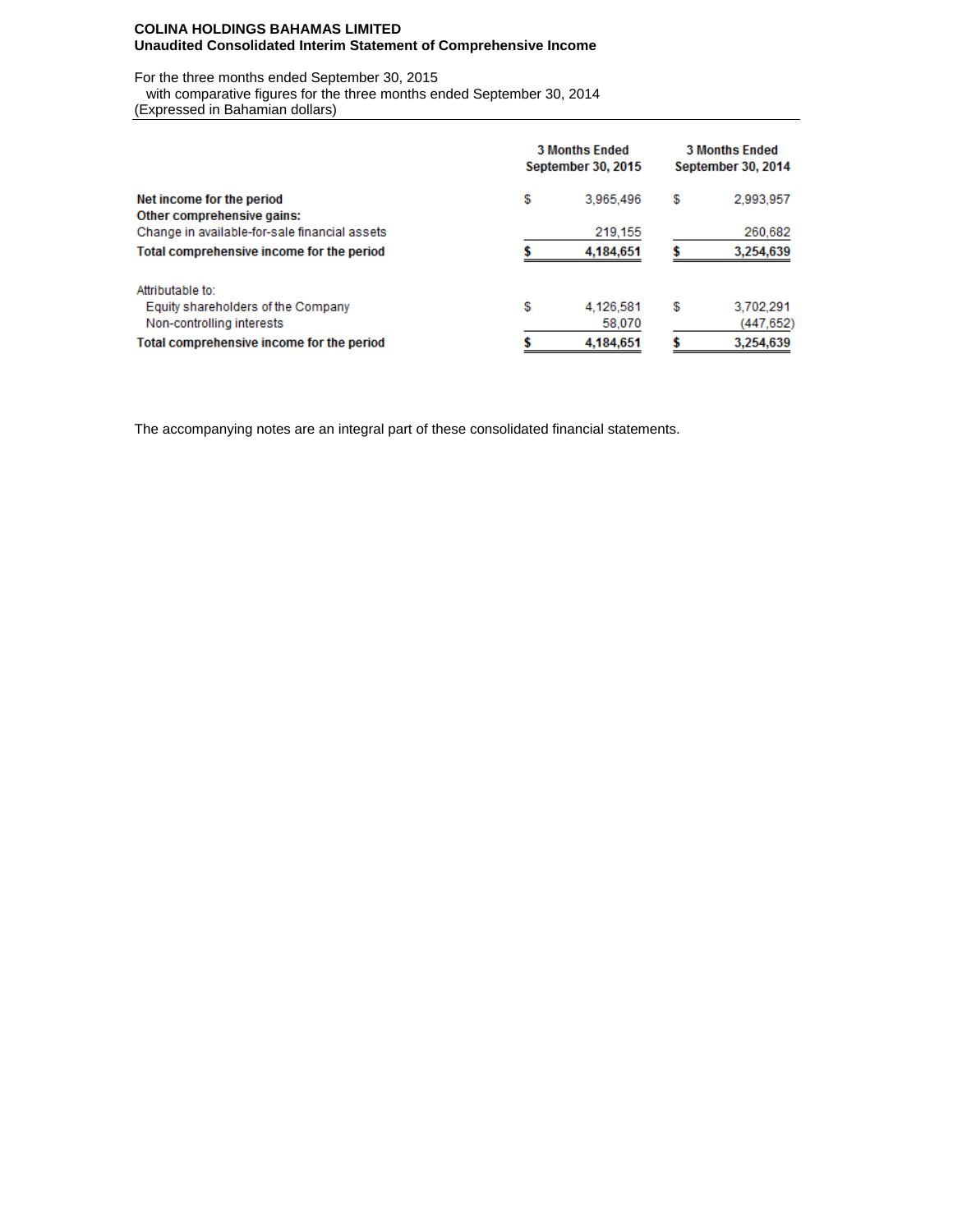**COLINA HOLDINGS BAHAMAS LIMITED**
**Unaudited Consolidated Interim Statement of Comprehensive Income**

For the three months ended September 30, 2015
with comparative figures for the three months ended September 30, 2014
(Expressed in Bahamian dollars)

| | 3 Months Ended September 30, 2015 | 3 Months Ended September 30, 2014 |
|---|---|---|
| **Net income for the period** | $ 3,965,496 | $ 2,993,957 |
| **Other comprehensive gains:** | | |
| Change in available-for-sale financial assets | 219,155 | 260,682 |
| **Total comprehensive income for the period** | **$ 4,184,651** | **$ 3,254,639** |
| | | |
| Attributable to: | | |
| Equity shareholders of the Company | $ 4,126,581 | $ 3,702,291 |
| Non-controlling interests | 58,070 | (447,652) |
| **Total comprehensive income for the period** | **$ 4,184,651** | **$ 3,254,639** |

The accompanying notes are an integral part of these consolidated financial statements.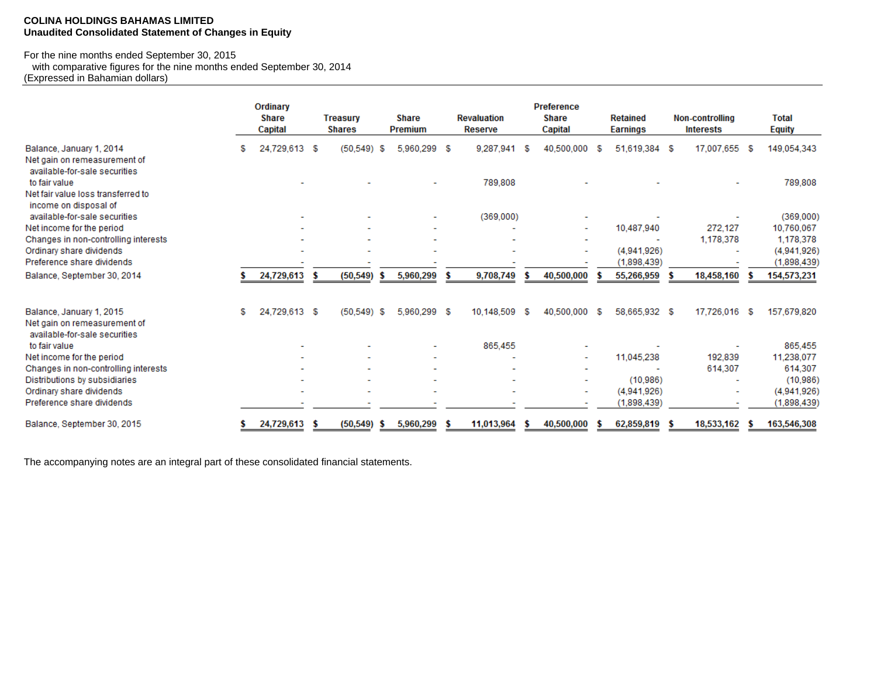**COLINA HOLDINGS BAHAMAS LIMITED**
**Unaudited Consolidated Statement of Changes in Equity**

For the nine months ended September 30, 2015
with comparative figures for the nine months ended September 30, 2014
(Expressed in Bahamian dollars)

| | Ordinary Share Capital | Treasury Shares | Share Premium | Revaluation Reserve | Preference Share Capital | Retained Earnings | Non-controlling Interests | Total Equity |
|---|---|---|---|---|---|---|---|---|
| Balance, January 1, 2014 | $ 24,729,613 | $ (50,549) | $ 5,960,299 | $ 9,287,941 | $ 40,500,000 | $ 51,619,384 | $ 17,007,655 | $ 149,054,343 |
| Net gain on remeasurement of available-for-sale securities to fair value | - | - | - | 789,808 | - | - | - | 789,808 |
| Net fair value loss transferred to income on disposal of available-for-sale securities | - | - | - | (369,000) | - | - | - | (369,000) |
| Net income for the period | - | - | - | - | - | 10,487,940 | 272,127 | 10,760,067 |
| Changes in non-controlling interests | - | - | - | - | - | - | 1,178,378 | 1,178,378 |
| Ordinary share dividends | - | - | - | - | - | (4,941,926) | - | (4,941,926) |
| Preference share dividends | - | - | - | - | - | (1,898,439) | - | (1,898,439) |
| **Balance, September 30, 2014** | **$ 24,729,613** | **$ (50,549)** | **$ 5,960,299** | **$ 9,708,749** | **$ 40,500,000** | **$ 55,266,959** | **$ 18,458,160** | **$ 154,573,231** |
| | | | | | | | | |
| Balance, January 1, 2015 | $ 24,729,613 | $ (50,549) | $ 5,960,299 | $ 10,148,509 | $ 40,500,000 | $ 58,665,932 | $ 17,726,016 | $ 157,679,820 |
| Net gain on remeasurement of available-for-sale securities to fair value | - | - | - | 865,455 | - | - | - | 865,455 |
| Net income for the period | - | - | - | - | - | 11,045,238 | 192,839 | 11,238,077 |
| Changes in non-controlling interests | - | - | - | - | - | - | 614,307 | 614,307 |
| Distributions by subsidiaries | - | - | - | - | - | (10,986) | - | (10,986) |
| Ordinary share dividends | - | - | - | - | - | (4,941,926) | - | (4,941,926) |
| Preference share dividends | - | - | - | - | - | (1,898,439) | - | (1,898,439) |
| **Balance, September 30, 2015** | **$ 24,729,613** | **$ (50,549)** | **$ 5,960,299** | **$ 11,013,964** | **$ 40,500,000** | **$ 62,859,819** | **$ 18,533,162** | **$ 163,546,308** |

The accompanying notes are an integral part of these consolidated financial statements.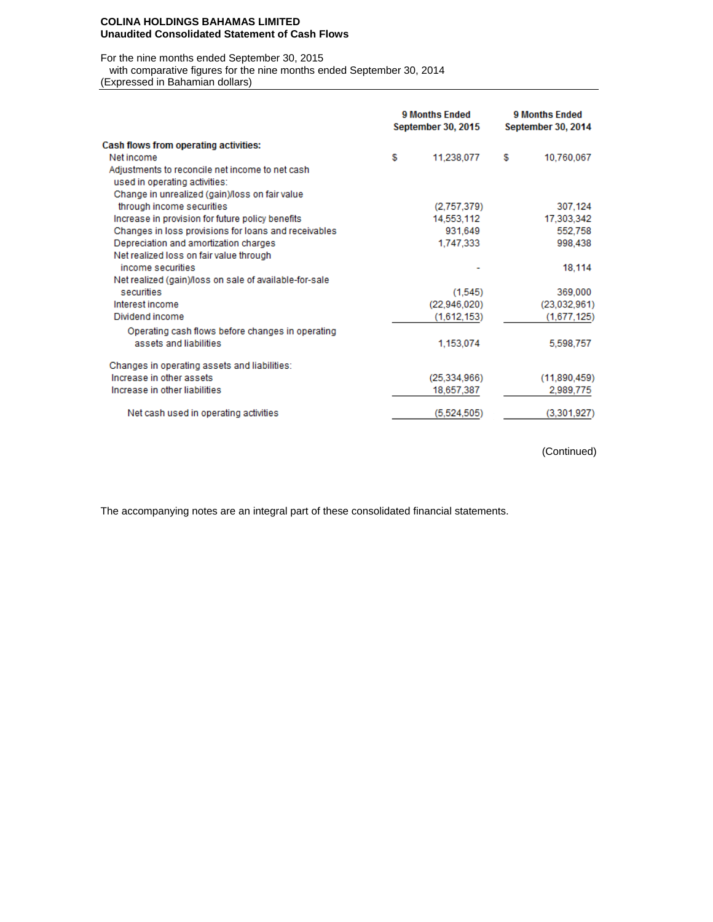**COLINA HOLDINGS BAHAMAS LIMITED**
**Unaudited Consolidated Statement of Cash Flows**

For the nine months ended September 30, 2015
with comparative figures for the nine months ended September 30, 2014
(Expressed in Bahamian dollars)

| | 9 Months Ended September 30, 2015 | 9 Months Ended September 30, 2014 |
|---|---|---|
| **Cash flows from operating activities:** | | |
| Net income | $ 11,238,077 | $ 10,760,067 |
| Adjustments to reconcile net income to net cash used in operating activities: | | |
| Change in unrealized (gain)/loss on fair value through income securities | (2,757,379) | 307,124 |
| Increase in provision for future policy benefits | 14,553,112 | 17,303,342 |
| Changes in loss provisions for loans and receivables | 931,649 | 552,758 |
| Depreciation and amortization charges | 1,747,333 | 998,438 |
| Net realized loss on fair value through income securities | - | 18,114 |
| Net realized (gain)/loss on sale of available-for-sale securities | (1,545) | 369,000 |
| Interest income | (22,946,020) | (23,032,961) |
| Dividend income | (1,612,153) | (1,677,125) |
| Operating cash flows before changes in operating assets and liabilities | 1,153,074 | 5,598,757 |
| Changes in operating assets and liabilities: | | |
| Increase in other assets | (25,334,966) | (11,890,459) |
| Increase in other liabilities | 18,657,387 | 2,989,775 |
| Net cash used in operating activities | (5,524,505) | (3,301,927) |

(Continued)

The accompanying notes are an integral part of these consolidated financial statements.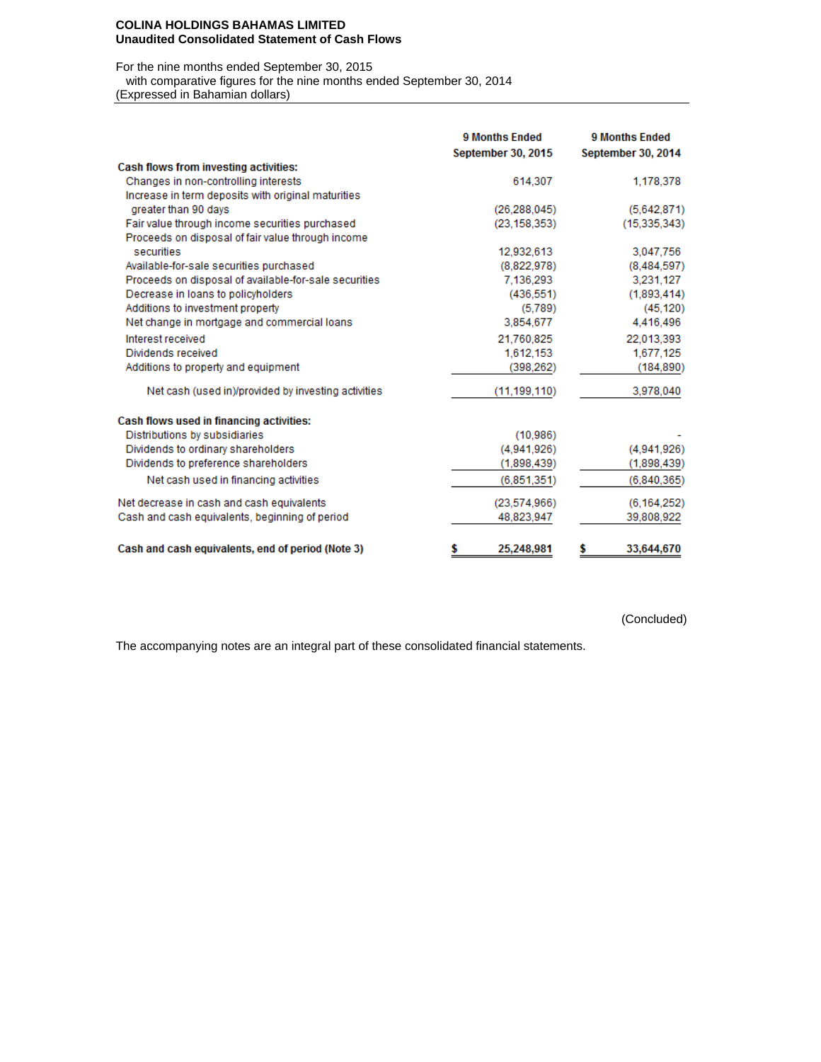**COLINA HOLDINGS BAHAMAS LIMITED**
**Unaudited Consolidated Statement of Cash Flows**

For the nine months ended September 30, 2015
with comparative figures for the nine months ended September 30, 2014
(Expressed in Bahamian dollars)

| | 9 Months Ended September 30, 2015 | 9 Months Ended September 30, 2014 |
|---|---|---|
| **Cash flows from investing activities:** | | |
| Changes in non-controlling interests | 614,307 | 1,178,378 |
| Increase in term deposits with original maturities greater than 90 days | (26,288,045) | (5,642,871) |
| Fair value through income securities purchased | (23,158,353) | (15,335,343) |
| Proceeds on disposal of fair value through income securities | 12,932,613 | 3,047,756 |
| Available-for-sale securities purchased | (8,822,978) | (8,484,597) |
| Proceeds on disposal of available-for-sale securities | 7,136,293 | 3,231,127 |
| Decrease in loans to policyholders | (436,551) | (1,893,414) |
| Additions to investment property | (5,789) | (45,120) |
| Net change in mortgage and commercial loans | 3,854,677 | 4,416,496 |
| Interest received | 21,760,825 | 22,013,393 |
| Dividends received | 1,612,153 | 1,677,125 |
| Additions to property and equipment | (398,262) | (184,890) |
| Net cash (used in)/provided by investing activities | (11,199,110) | 3,978,040 |
| **Cash flows used in financing activities:** | | |
| Distributions by subsidiaries | (10,986) | - |
| Dividends to ordinary shareholders | (4,941,926) | (4,941,926) |
| Dividends to preference shareholders | (1,898,439) | (1,898,439) |
| Net cash used in financing activities | (6,851,351) | (6,840,365) |
| Net decrease in cash and cash equivalents | (23,574,966) | (6,164,252) |
| Cash and cash equivalents, beginning of period | 48,823,947 | 39,808,922 |
| **Cash and cash equivalents, end of period (Note 3)** | **$ 25,248,981** | **$ 33,644,670** |

(Concluded)

The accompanying notes are an integral part of these consolidated financial statements.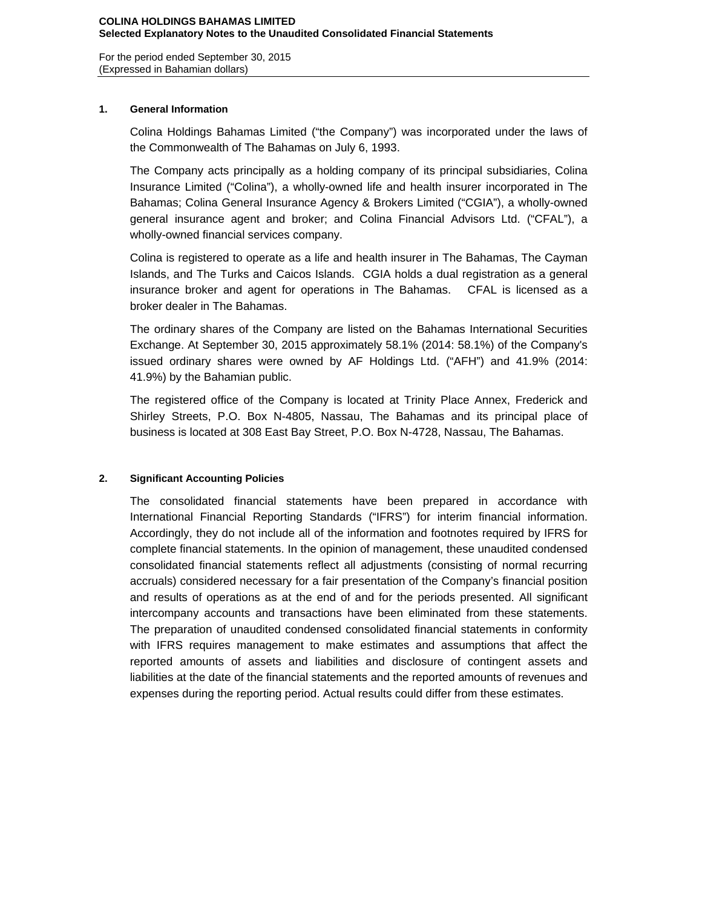**COLINA HOLDINGS BAHAMAS LIMITED**
**Selected Explanatory Notes to the Unaudited Consolidated Financial Statements**

For the period ended September 30, 2015
(Expressed in Bahamian dollars)

## 1. General Information

Colina Holdings Bahamas Limited ("the Company") was incorporated under the laws of the Commonwealth of The Bahamas on July 6, 1993.

The Company acts principally as a holding company of its principal subsidiaries, Colina Insurance Limited ("Colina"), a wholly-owned life and health insurer incorporated in The Bahamas; Colina General Insurance Agency & Brokers Limited ("CGIA"), a wholly-owned general insurance agent and broker; and Colina Financial Advisors Ltd. ("CFAL"), a wholly-owned financial services company.

Colina is registered to operate as a life and health insurer in The Bahamas, The Cayman Islands, and The Turks and Caicos Islands. CGIA holds a dual registration as a general insurance broker and agent for operations in The Bahamas. CFAL is licensed as a broker dealer in The Bahamas.

The ordinary shares of the Company are listed on the Bahamas International Securities Exchange. At September 30, 2015 approximately 58.1% (2014: 58.1%) of the Company's issued ordinary shares were owned by AF Holdings Ltd. ("AFH") and 41.9% (2014: 41.9%) by the Bahamian public.

The registered office of the Company is located at Trinity Place Annex, Frederick and Shirley Streets, P.O. Box N-4805, Nassau, The Bahamas and its principal place of business is located at 308 East Bay Street, P.O. Box N-4728, Nassau, The Bahamas.

## 2. Significant Accounting Policies

The consolidated financial statements have been prepared in accordance with International Financial Reporting Standards ("IFRS") for interim financial information. Accordingly, they do not include all of the information and footnotes required by IFRS for complete financial statements. In the opinion of management, these unaudited condensed consolidated financial statements reflect all adjustments (consisting of normal recurring accruals) considered necessary for a fair presentation of the Company's financial position and results of operations as at the end of and for the periods presented. All significant intercompany accounts and transactions have been eliminated from these statements. The preparation of unaudited condensed consolidated financial statements in conformity with IFRS requires management to make estimates and assumptions that affect the reported amounts of assets and liabilities and disclosure of contingent assets and liabilities at the date of the financial statements and the reported amounts of revenues and expenses during the reporting period. Actual results could differ from these estimates.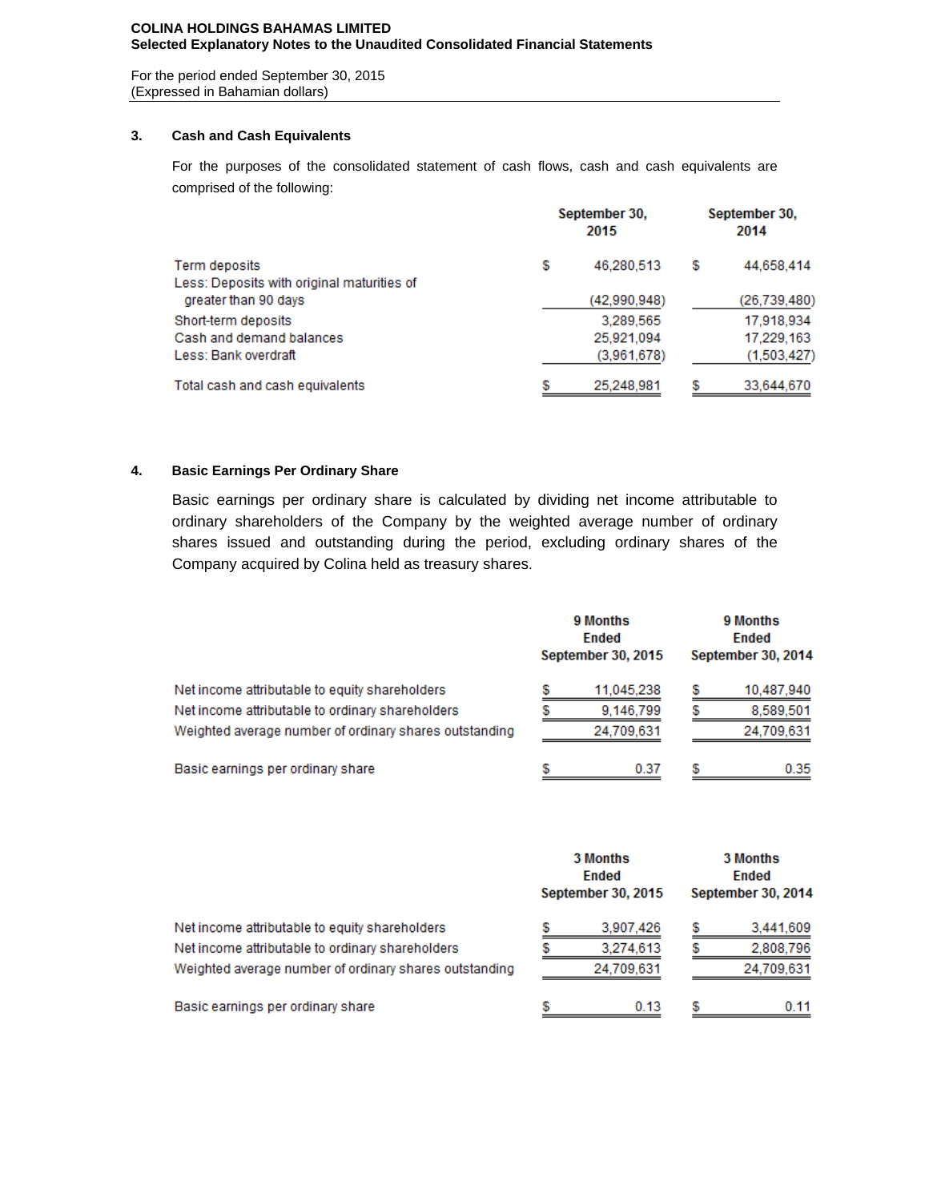**COLINA HOLDINGS BAHAMAS LIMITED**
**Selected Explanatory Notes to the Unaudited Consolidated Financial Statements**

For the period ended September 30, 2015
(Expressed in Bahamian dollars)

### 3. Cash and Cash Equivalents

For the purposes of the consolidated statement of cash flows, cash and cash equivalents are comprised of the following:

| | September 30, 2015 | September 30, 2014 |
|---|---|---|
| Term deposits | $ 46,280,513 | $ 44,658,414 |
| Less: Deposits with original maturities of greater than 90 days | (42,990,948) | (26,739,480) |
| Short-term deposits | 3,289,565 | 17,918,934 |
| Cash and demand balances | 25,921,094 | 17,229,163 |
| Less: Bank overdraft | (3,961,678) | (1,503,427) |
| Total cash and cash equivalents | $ 25,248,981 | $ 33,644,670 |

### 4. Basic Earnings Per Ordinary Share

Basic earnings per ordinary share is calculated by dividing net income attributable to ordinary shareholders of the Company by the weighted average number of ordinary shares issued and outstanding during the period, excluding ordinary shares of the Company acquired by Colina held as treasury shares.

| | 9 Months Ended September 30, 2015 | 9 Months Ended September 30, 2014 |
|---|---|---|
| Net income attributable to equity shareholders | $ 11,045,238 | $ 10,487,940 |
| Net income attributable to ordinary shareholders | $ 9,146,799 | $ 8,589,501 |
| Weighted average number of ordinary shares outstanding | 24,709,631 | 24,709,631 |
| Basic earnings per ordinary share | $ 0.37 | $ 0.35 |

| | 3 Months Ended September 30, 2015 | 3 Months Ended September 30, 2014 |
|---|---|---|
| Net income attributable to equity shareholders | $ 3,907,426 | $ 3,441,609 |
| Net income attributable to ordinary shareholders | $ 3,274,613 | $ 2,808,796 |
| Weighted average number of ordinary shares outstanding | 24,709,631 | 24,709,631 |
| Basic earnings per ordinary share | $ 0.13 | $ 0.11 |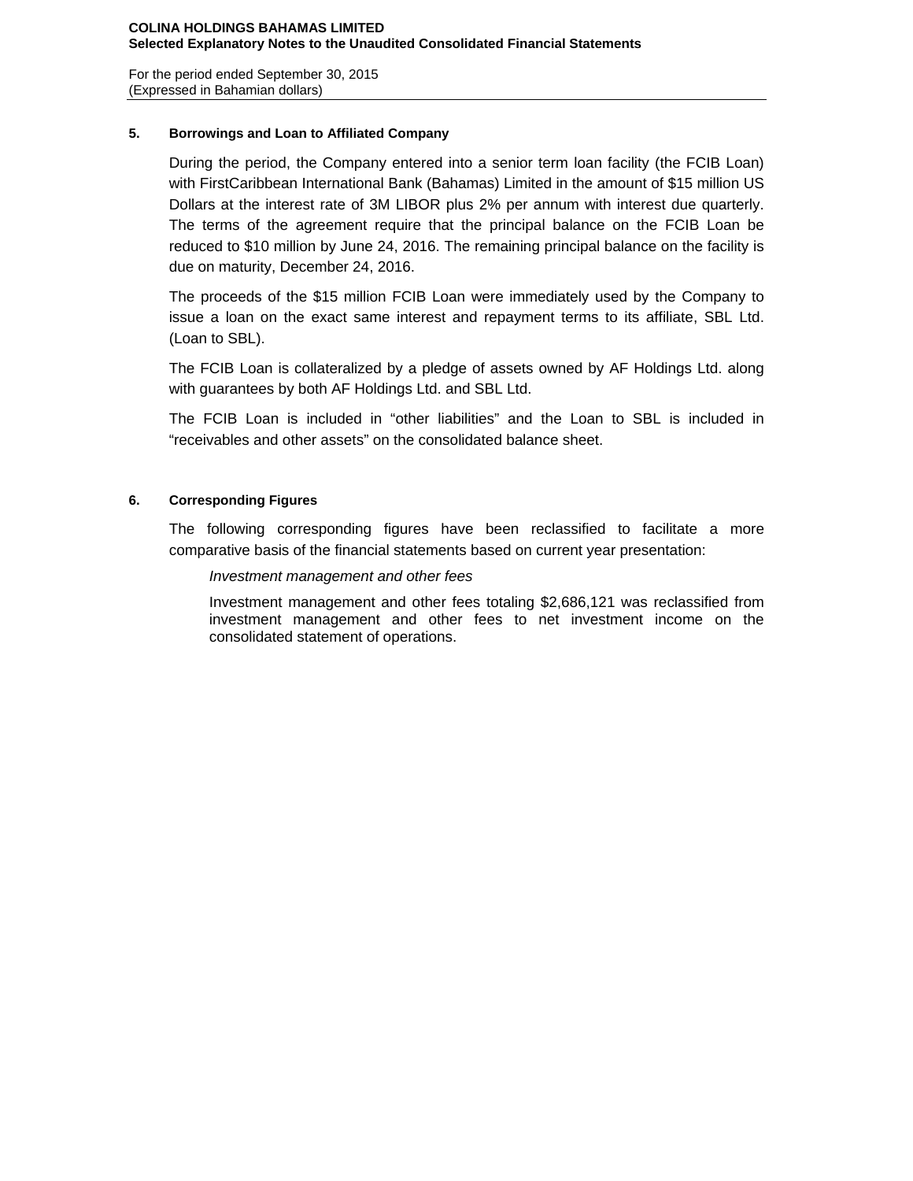## 5. Borrowings and Loan to Affiliated Company

During the period, the Company entered into a senior term loan facility (the FCIB Loan) with FirstCaribbean International Bank (Bahamas) Limited in the amount of $15 million US Dollars at the interest rate of 3M LIBOR plus 2% per annum with interest due quarterly. The terms of the agreement require that the principal balance on the FCIB Loan be reduced to $10 million by June 24, 2016. The remaining principal balance on the facility is due on maturity, December 24, 2016.

The proceeds of the $15 million FCIB Loan were immediately used by the Company to issue a loan on the exact same interest and repayment terms to its affiliate, SBL Ltd. (Loan to SBL).

The FCIB Loan is collateralized by a pledge of assets owned by AF Holdings Ltd. along with guarantees by both AF Holdings Ltd. and SBL Ltd.

The FCIB Loan is included in “other liabilities” and the Loan to SBL is included in “receivables and other assets” on the consolidated balance sheet.

## 6. Corresponding Figures

The following corresponding figures have been reclassified to facilitate a more comparative basis of the financial statements based on current year presentation:

*Investment management and other fees*

Investment management and other fees totaling $2,686,121 was reclassified from investment management and other fees to net investment income on the consolidated statement of operations.